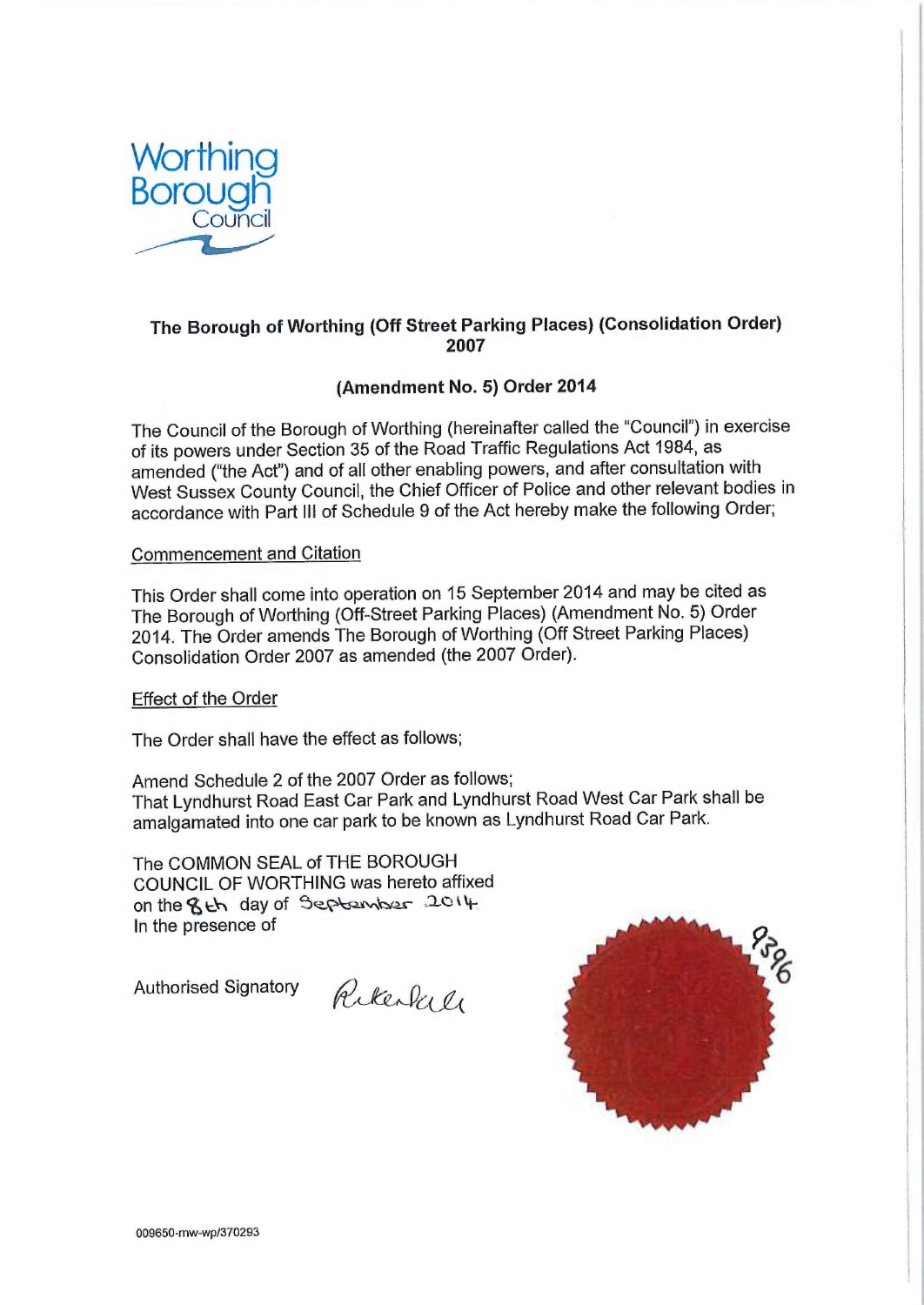Worthing Borough Council

## The Borough of Worthing (Off Street Parking Places) (Consolidation Order) 2007

## (Amendment No. 5) Order 2014

The Council of the Borough of Worthing (hereinafter called the "Council") in exercise of its powers under Section 35 of the Road Traffic Regulations Act 1984, as amended ("the Act") and of all other enabling powers, and after consultation with West Sussex County Council, the Chief Officer of Police and other relevant bodies in accordance with Part III of Schedule 9 of the Act hereby make the following Order;

Commencement and Citation

This Order shall come into operation on 15 September 2014 and may be cited as The Borough of Worthing (Off-Street Parking Places) (Amendment No. 5) Order 2014. The Order amends The Borough of Worthing (Off Street Parking Places) Consolidation Order 2007 as amended (the 2007 Order).

Effect of the Order

The Order shall have the effect as follows;

Amend Schedule 2 of the 2007 Order as follows;
That Lyndhurst Road East Car Park and Lyndhurst Road West Car Park shall be amalgamated into one car park to be known as Lyndhurst Road Car Park.

The COMMON SEAL of THE BOROUGH COUNCIL OF WORTHING was hereto affixed on the 8th day of September 2014
In the presence of

Authorised Signatory

9396

009650-mw-wp/370293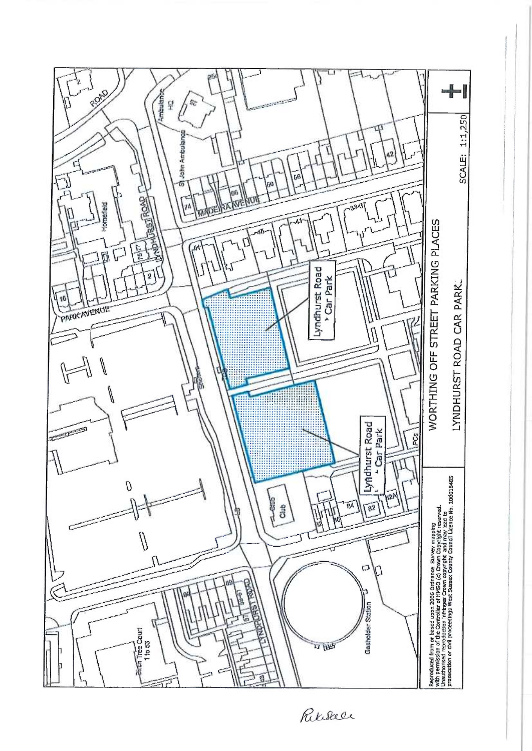WORTHING OFF STREET PARKING PLACES

LYNDHURST ROAD CAR PARK

SCALE: 1:1,250

Reproduced from or based upon 2006 Ordnance Survey mapping with permission of the Controller of HMSO (c) Crown Copyright reserved. Unauthorised reproduction infringes Crown copyright and may lead to prosecution or civil proceedings West Sussex County Council Licence No. 100018485

Lyndhurst Road Car Park

Lyndhurst Road Car Park

PARK AVENUE

LYNDHURST ROAD

MADEIRA AVENUE

ROAD

Homefield

Ambulance HQ

St John Ambulance

Shelters

Club

PCs

Gasholder Station

Birch Tree Court 1 to 53